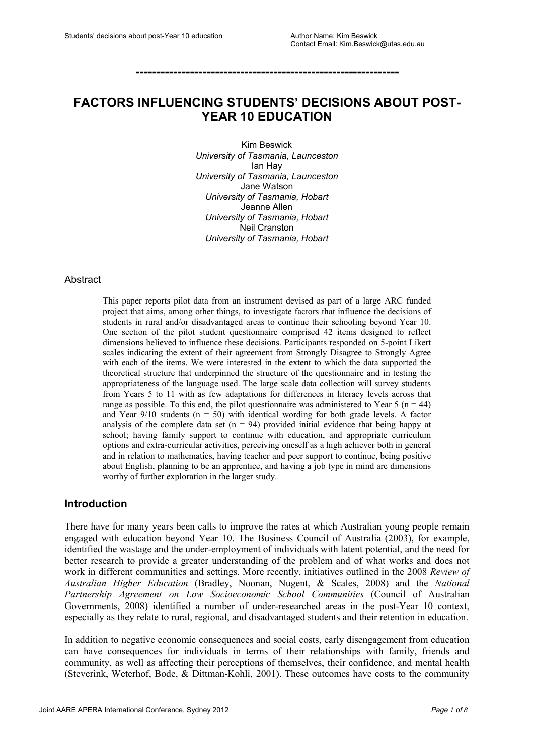# FACTORS INFLUENCING STUDENTS' DECISIONS ABOUT POST-YEAR 10 EDUCATION

Kim Beswick  
*University of Tasmania, Launceston*  
Ian Hay  
*University of Tasmania, Launceston*  
Jane Watson  
*University of Tasmania, Hobart*  
Jeanne Allen  
*University of Tasmania, Hobart*  
Neil Cranston  
*University of Tasmania, Hobart*

## Abstract

This paper reports pilot data from an instrument devised as part of a large ARC funded project that aims, among other things, to investigate factors that influence the decisions of students in rural and/or disadvantaged areas to continue their schooling beyond Year 10. One section of the pilot student questionnaire comprised 42 items designed to reflect dimensions believed to influence these decisions. Participants responded on 5-point Likert scales indicating the extent of their agreement from Strongly Disagree to Strongly Agree with each of the items. We were interested in the extent to which the data supported the theoretical structure that underpinned the structure of the questionnaire and in testing the appropriateness of the language used. The large scale data collection will survey students from Years 5 to 11 with as few adaptations for differences in literacy levels across that range as possible. To this end, the pilot questionnaire was administered to Year 5 ($n = 44$) and Year 9/10 students ($n = 50$) with identical wording for both grade levels. A factor analysis of the complete data set ($n = 94$) provided initial evidence that being happy at school; having family support to continue with education, and appropriate curriculum options and extra-curricular activities, perceiving oneself as a high achiever both in general and in relation to mathematics, having teacher and peer support to continue, being positive about English, planning to be an apprentice, and having a job type in mind are dimensions worthy of further exploration in the larger study.

## Introduction

There have for many years been calls to improve the rates at which Australian young people remain engaged with education beyond Year 10. The Business Council of Australia (2003), for example, identified the wastage and the under-employment of individuals with latent potential, and the need for better research to provide a greater understanding of the problem and of what works and does not work in different communities and settings. More recently, initiatives outlined in the 2008 *Review of Australian Higher Education* (Bradley, Noonan, Nugent, & Scales, 2008) and the *National Partnership Agreement on Low Socioeconomic School Communities* (Council of Australian Governments, 2008) identified a number of under-researched areas in the post-Year 10 context, especially as they relate to rural, regional, and disadvantaged students and their retention in education.

In addition to negative economic consequences and social costs, early disengagement from education can have consequences for individuals in terms of their relationships with family, friends and community, as well as affecting their perceptions of themselves, their confidence, and mental health (Steverink, Weterhof, Bode, & Dittman-Kohli, 2001). These outcomes have costs to the community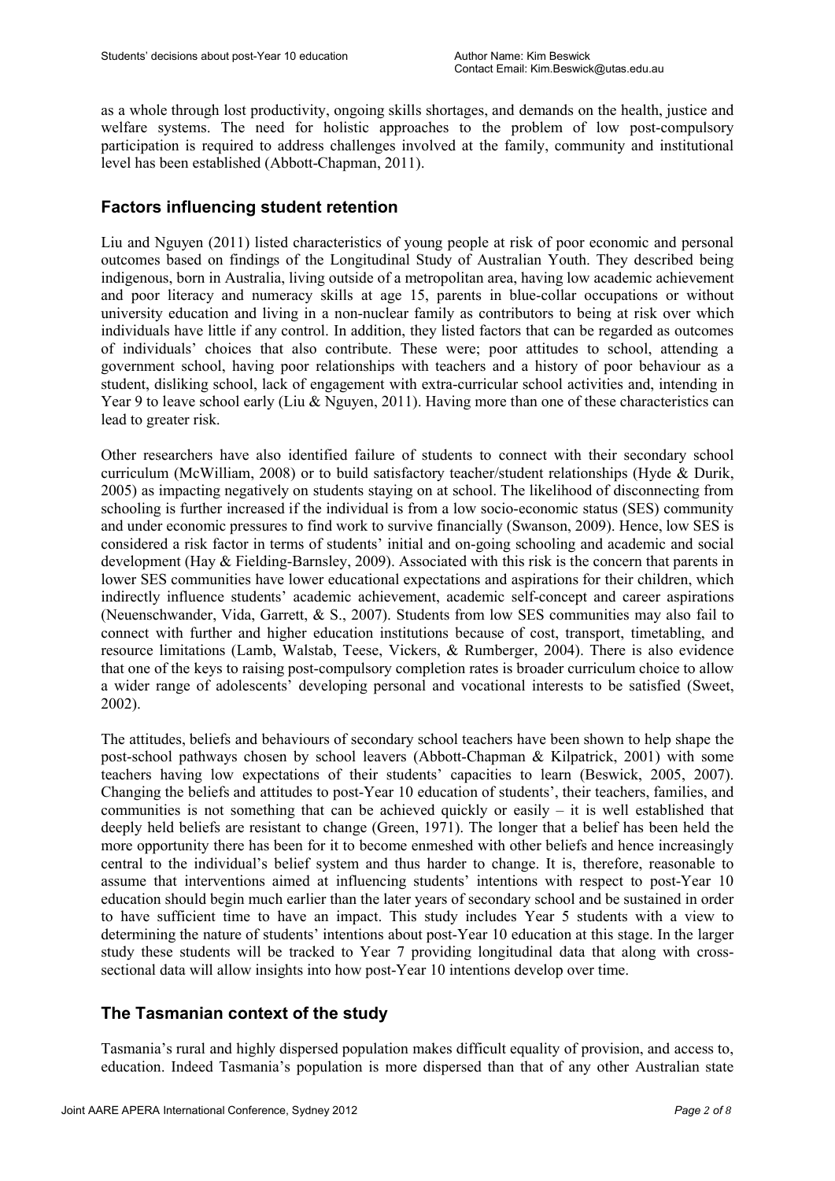as a whole through lost productivity, ongoing skills shortages, and demands on the health, justice and welfare systems. The need for holistic approaches to the problem of low post-compulsory participation is required to address challenges involved at the family, community and institutional level has been established (Abbott-Chapman, 2011).

## Factors influencing student retention

Liu and Nguyen (2011) listed characteristics of young people at risk of poor economic and personal outcomes based on findings of the Longitudinal Study of Australian Youth. They described being indigenous, born in Australia, living outside of a metropolitan area, having low academic achievement and poor literacy and numeracy skills at age 15, parents in blue-collar occupations or without university education and living in a non-nuclear family as contributors to being at risk over which individuals have little if any control. In addition, they listed factors that can be regarded as outcomes of individuals' choices that also contribute. These were; poor attitudes to school, attending a government school, having poor relationships with teachers and a history of poor behaviour as a student, disliking school, lack of engagement with extra-curricular school activities and, intending in Year 9 to leave school early (Liu & Nguyen, 2011). Having more than one of these characteristics can lead to greater risk.

Other researchers have also identified failure of students to connect with their secondary school curriculum (McWilliam, 2008) or to build satisfactory teacher/student relationships (Hyde & Durik, 2005) as impacting negatively on students staying on at school. The likelihood of disconnecting from schooling is further increased if the individual is from a low socio-economic status (SES) community and under economic pressures to find work to survive financially (Swanson, 2009). Hence, low SES is considered a risk factor in terms of students' initial and on-going schooling and academic and social development (Hay & Fielding-Barnsley, 2009). Associated with this risk is the concern that parents in lower SES communities have lower educational expectations and aspirations for their children, which indirectly influence students' academic achievement, academic self-concept and career aspirations (Neuenschwander, Vida, Garrett, & S., 2007). Students from low SES communities may also fail to connect with further and higher education institutions because of cost, transport, timetabling, and resource limitations (Lamb, Walstab, Teese, Vickers, & Rumberger, 2004). There is also evidence that one of the keys to raising post-compulsory completion rates is broader curriculum choice to allow a wider range of adolescents' developing personal and vocational interests to be satisfied (Sweet, 2002).

The attitudes, beliefs and behaviours of secondary school teachers have been shown to help shape the post-school pathways chosen by school leavers (Abbott-Chapman & Kilpatrick, 2001) with some teachers having low expectations of their students' capacities to learn (Beswick, 2005, 2007). Changing the beliefs and attitudes to post-Year 10 education of students', their teachers, families, and communities is not something that can be achieved quickly or easily – it is well established that deeply held beliefs are resistant to change (Green, 1971). The longer that a belief has been held the more opportunity there has been for it to become enmeshed with other beliefs and hence increasingly central to the individual's belief system and thus harder to change. It is, therefore, reasonable to assume that interventions aimed at influencing students' intentions with respect to post-Year 10 education should begin much earlier than the later years of secondary school and be sustained in order to have sufficient time to have an impact. This study includes Year 5 students with a view to determining the nature of students' intentions about post-Year 10 education at this stage. In the larger study these students will be tracked to Year 7 providing longitudinal data that along with cross-sectional data will allow insights into how post-Year 10 intentions develop over time.

## The Tasmanian context of the study

Tasmania's rural and highly dispersed population makes difficult equality of provision, and access to, education. Indeed Tasmania's population is more dispersed than that of any other Australian state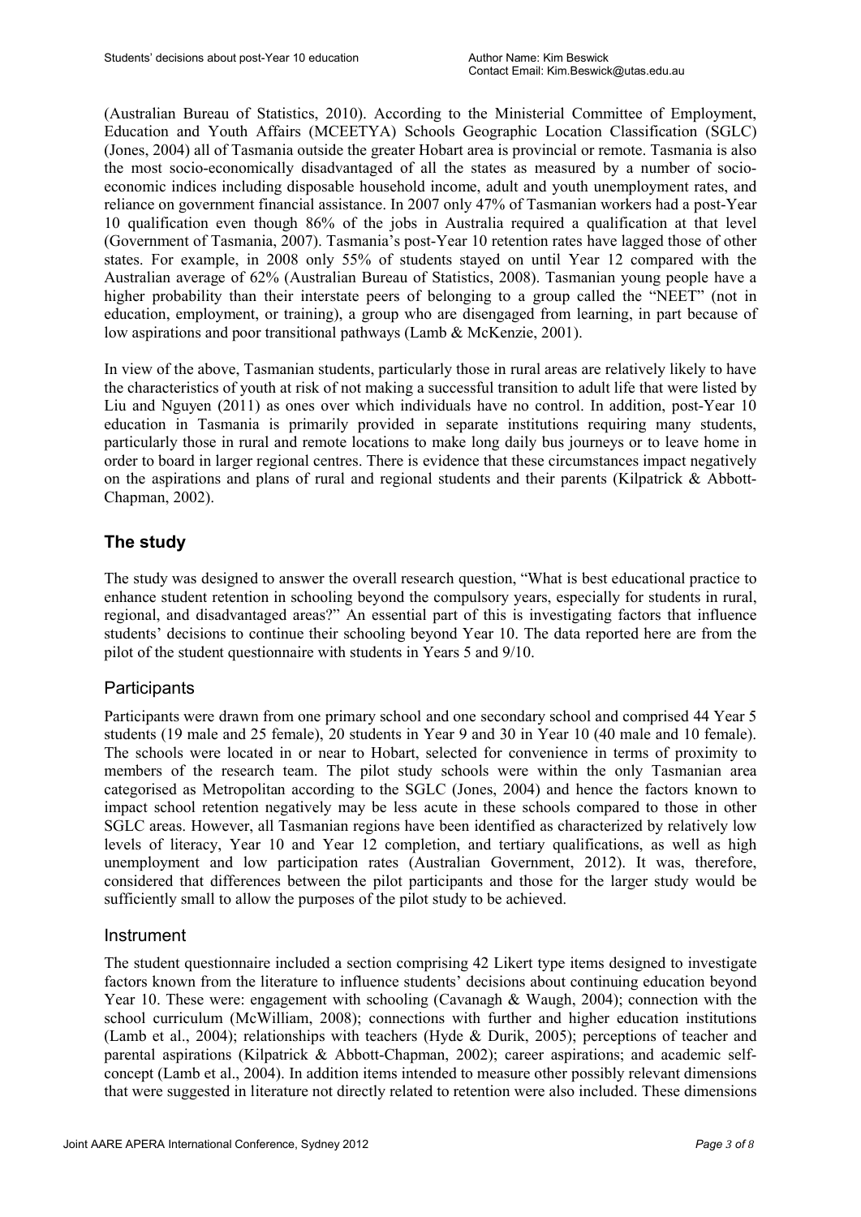(Australian Bureau of Statistics, 2010). According to the Ministerial Committee of Employment, Education and Youth Affairs (MCEETYA) Schools Geographic Location Classification (SGLC) (Jones, 2004) all of Tasmania outside the greater Hobart area is provincial or remote. Tasmania is also the most socio-economically disadvantaged of all the states as measured by a number of socio-economic indices including disposable household income, adult and youth unemployment rates, and reliance on government financial assistance. In 2007 only 47% of Tasmanian workers had a post-Year 10 qualification even though 86% of the jobs in Australia required a qualification at that level (Government of Tasmania, 2007). Tasmania's post-Year 10 retention rates have lagged those of other states. For example, in 2008 only 55% of students stayed on until Year 12 compared with the Australian average of 62% (Australian Bureau of Statistics, 2008). Tasmanian young people have a higher probability than their interstate peers of belonging to a group called the "NEET" (not in education, employment, or training), a group who are disengaged from learning, in part because of low aspirations and poor transitional pathways (Lamb & McKenzie, 2001).

In view of the above, Tasmanian students, particularly those in rural areas are relatively likely to have the characteristics of youth at risk of not making a successful transition to adult life that were listed by Liu and Nguyen (2011) as ones over which individuals have no control. In addition, post-Year 10 education in Tasmania is primarily provided in separate institutions requiring many students, particularly those in rural and remote locations to make long daily bus journeys or to leave home in order to board in larger regional centres. There is evidence that these circumstances impact negatively on the aspirations and plans of rural and regional students and their parents (Kilpatrick & Abbott-Chapman, 2002).

## The study

The study was designed to answer the overall research question, "What is best educational practice to enhance student retention in schooling beyond the compulsory years, especially for students in rural, regional, and disadvantaged areas?" An essential part of this is investigating factors that influence students' decisions to continue their schooling beyond Year 10. The data reported here are from the pilot of the student questionnaire with students in Years 5 and 9/10.

### Participants

Participants were drawn from one primary school and one secondary school and comprised 44 Year 5 students (19 male and 25 female), 20 students in Year 9 and 30 in Year 10 (40 male and 10 female). The schools were located in or near to Hobart, selected for convenience in terms of proximity to members of the research team. The pilot study schools were within the only Tasmanian area categorised as Metropolitan according to the SGLC (Jones, 2004) and hence the factors known to impact school retention negatively may be less acute in these schools compared to those in other SGLC areas. However, all Tasmanian regions have been identified as characterized by relatively low levels of literacy, Year 10 and Year 12 completion, and tertiary qualifications, as well as high unemployment and low participation rates (Australian Government, 2012). It was, therefore, considered that differences between the pilot participants and those for the larger study would be sufficiently small to allow the purposes of the pilot study to be achieved.

### Instrument

The student questionnaire included a section comprising 42 Likert type items designed to investigate factors known from the literature to influence students' decisions about continuing education beyond Year 10. These were: engagement with schooling (Cavanagh & Waugh, 2004); connection with the school curriculum (McWilliam, 2008); connections with further and higher education institutions (Lamb et al., 2004); relationships with teachers (Hyde & Durik, 2005); perceptions of teacher and parental aspirations (Kilpatrick & Abbott-Chapman, 2002); career aspirations; and academic self-concept (Lamb et al., 2004). In addition items intended to measure other possibly relevant dimensions that were suggested in literature not directly related to retention were also included. These dimensions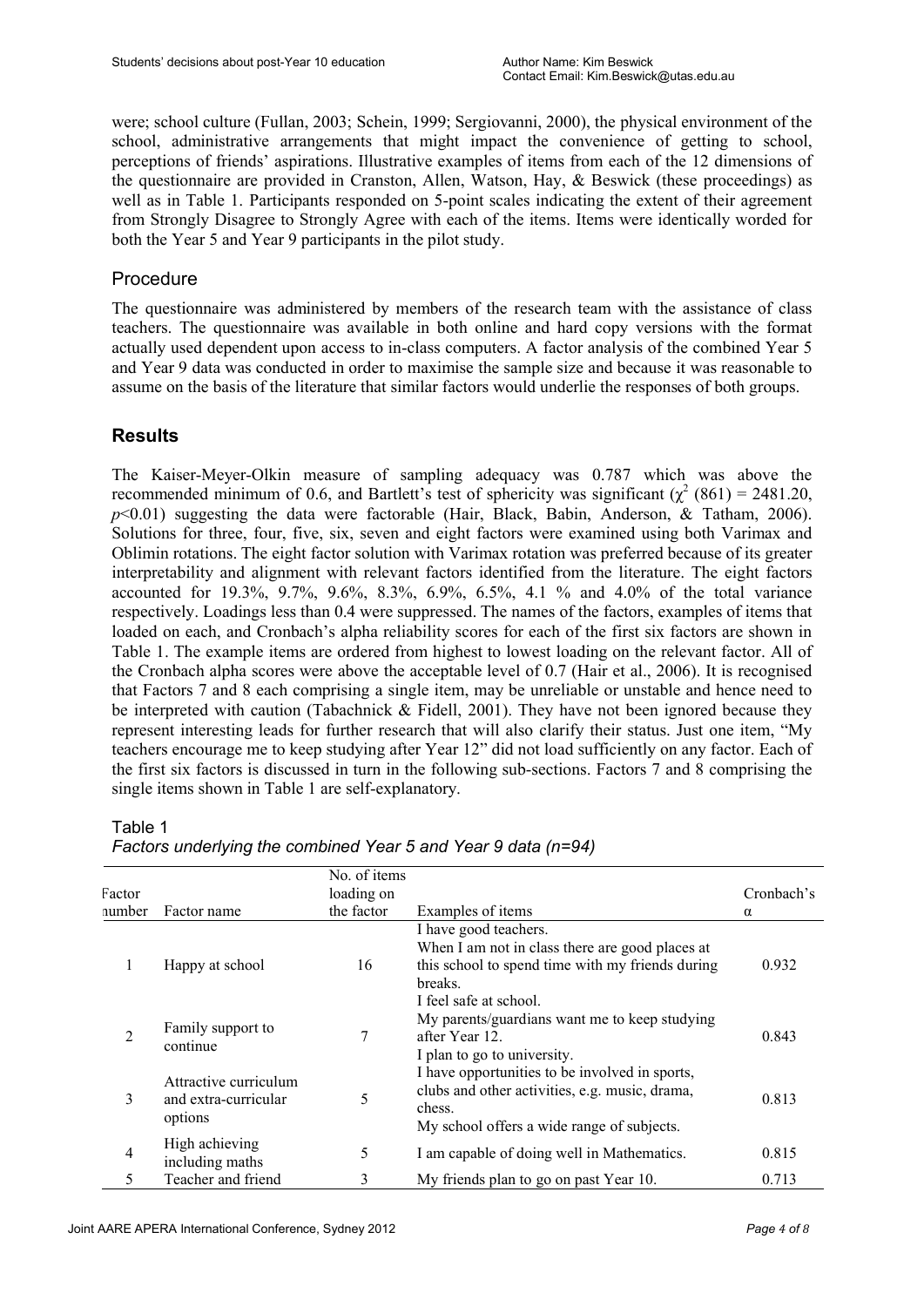were; school culture (Fullan, 2003; Schein, 1999; Sergiovanni, 2000), the physical environment of the school, administrative arrangements that might impact the convenience of getting to school, perceptions of friends' aspirations. Illustrative examples of items from each of the 12 dimensions of the questionnaire are provided in Cranston, Allen, Watson, Hay, & Beswick (these proceedings) as well as in Table 1. Participants responded on 5-point scales indicating the extent of their agreement from Strongly Disagree to Strongly Agree with each of the items. Items were identically worded for both the Year 5 and Year 9 participants in the pilot study.

## Procedure

The questionnaire was administered by members of the research team with the assistance of class teachers. The questionnaire was available in both online and hard copy versions with the format actually used dependent upon access to in-class computers. A factor analysis of the combined Year 5 and Year 9 data was conducted in order to maximise the sample size and because it was reasonable to assume on the basis of the literature that similar factors would underlie the responses of both groups.

# Results

The Kaiser-Meyer-Olkin measure of sampling adequacy was 0.787 which was above the recommended minimum of 0.6, and Bartlett's test of sphericity was significant ($\chi^2$ (861) = 2481.20, $p$<0.01) suggesting the data were factorable (Hair, Black, Babin, Anderson, & Tatham, 2006). Solutions for three, four, five, six, seven and eight factors were examined using both Varimax and Oblimin rotations. The eight factor solution with Varimax rotation was preferred because of its greater interpretability and alignment with relevant factors identified from the literature. The eight factors accounted for 19.3%, 9.7%, 9.6%, 8.3%, 6.9%, 6.5%, 4.1 % and 4.0% of the total variance respectively. Loadings less than 0.4 were suppressed. The names of the factors, examples of items that loaded on each, and Cronbach's alpha reliability scores for each of the first six factors are shown in Table 1. The example items are ordered from highest to lowest loading on the relevant factor. All of the Cronbach alpha scores were above the acceptable level of 0.7 (Hair et al., 2006). It is recognised that Factors 7 and 8 each comprising a single item, may be unreliable or unstable and hence need to be interpreted with caution (Tabachnick & Fidell, 2001). They have not been ignored because they represent interesting leads for further research that will also clarify their status. Just one item, "My teachers encourage me to keep studying after Year 12" did not load sufficiently on any factor. Each of the first six factors is discussed in turn in the following sub-sections. Factors 7 and 8 comprising the single items shown in Table 1 are self-explanatory.

Table 1
*Factors underlying the combined Year 5 and Year 9 data (n=94)*

| Factor number | Factor name | No. of items loading on the factor | Examples of items | Cronbach's α |
|---|---|---|---|---|
| 1 | Happy at school | 16 | I have good teachers.<br>When I am not in class there are good places at this school to spend time with my friends during breaks.<br>I feel safe at school. | 0.932 |
| 2 | Family support to continue | 7 | My parents/guardians want me to keep studying after Year 12.<br>I plan to go to university. | 0.843 |
| 3 | Attractive curriculum and extra-curricular options | 5 | I have opportunities to be involved in sports, clubs and other activities, e.g. music, drama, chess.<br>My school offers a wide range of subjects. | 0.813 |
| 4 | High achieving including maths | 5 | I am capable of doing well in Mathematics. | 0.815 |
| 5 | Teacher and friend | 3 | My friends plan to go on past Year 10. | 0.713 |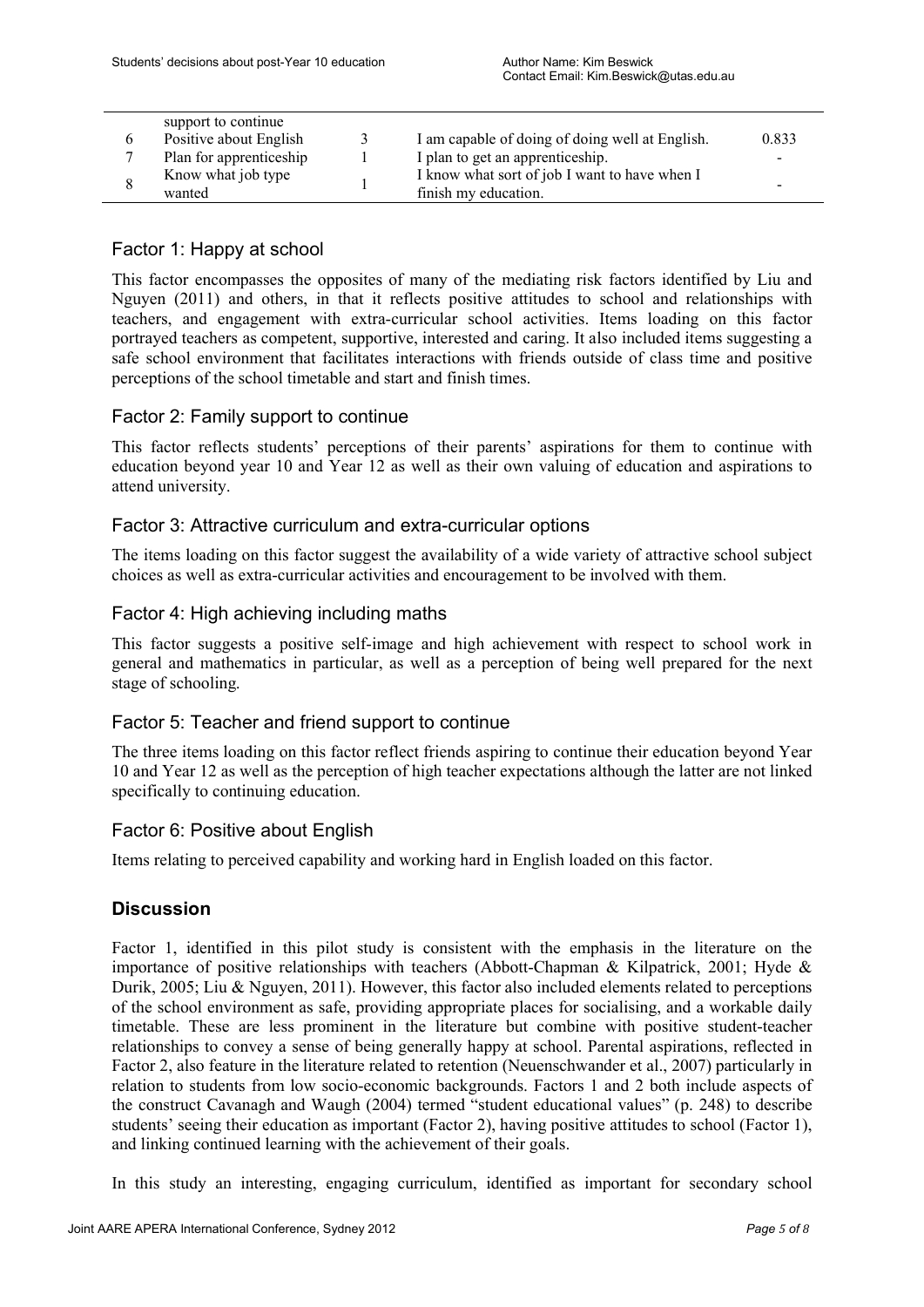| | support to continue | | | |
|---|---|---|---|---|
| 6 | Positive about English | 3 | I am capable of doing of doing well at English. | 0.833 |
| 7 | Plan for apprenticeship | 1 | I plan to get an apprenticeship. | - |
| 8 | Know what job type wanted | 1 | I know what sort of job I want to have when I finish my education. | - |

## Factor 1: Happy at school

This factor encompasses the opposites of many of the mediating risk factors identified by Liu and Nguyen (2011) and others, in that it reflects positive attitudes to school and relationships with teachers, and engagement with extra-curricular school activities. Items loading on this factor portrayed teachers as competent, supportive, interested and caring. It also included items suggesting a safe school environment that facilitates interactions with friends outside of class time and positive perceptions of the school timetable and start and finish times.

## Factor 2: Family support to continue

This factor reflects students' perceptions of their parents' aspirations for them to continue with education beyond year 10 and Year 12 as well as their own valuing of education and aspirations to attend university.

## Factor 3: Attractive curriculum and extra-curricular options

The items loading on this factor suggest the availability of a wide variety of attractive school subject choices as well as extra-curricular activities and encouragement to be involved with them.

## Factor 4: High achieving including maths

This factor suggests a positive self-image and high achievement with respect to school work in general and mathematics in particular, as well as a perception of being well prepared for the next stage of schooling.

## Factor 5: Teacher and friend support to continue

The three items loading on this factor reflect friends aspiring to continue their education beyond Year 10 and Year 12 as well as the perception of high teacher expectations although the latter are not linked specifically to continuing education.

## Factor 6: Positive about English

Items relating to perceived capability and working hard in English loaded on this factor.

# Discussion

Factor 1, identified in this pilot study is consistent with the emphasis in the literature on the importance of positive relationships with teachers (Abbott-Chapman & Kilpatrick, 2001; Hyde & Durik, 2005; Liu & Nguyen, 2011). However, this factor also included elements related to perceptions of the school environment as safe, providing appropriate places for socialising, and a workable daily timetable. These are less prominent in the literature but combine with positive student-teacher relationships to convey a sense of being generally happy at school. Parental aspirations, reflected in Factor 2, also feature in the literature related to retention (Neuenschwander et al., 2007) particularly in relation to students from low socio-economic backgrounds. Factors 1 and 2 both include aspects of the construct Cavanagh and Waugh (2004) termed "student educational values" (p. 248) to describe students' seeing their education as important (Factor 2), having positive attitudes to school (Factor 1), and linking continued learning with the achievement of their goals.

In this study an interesting, engaging curriculum, identified as important for secondary school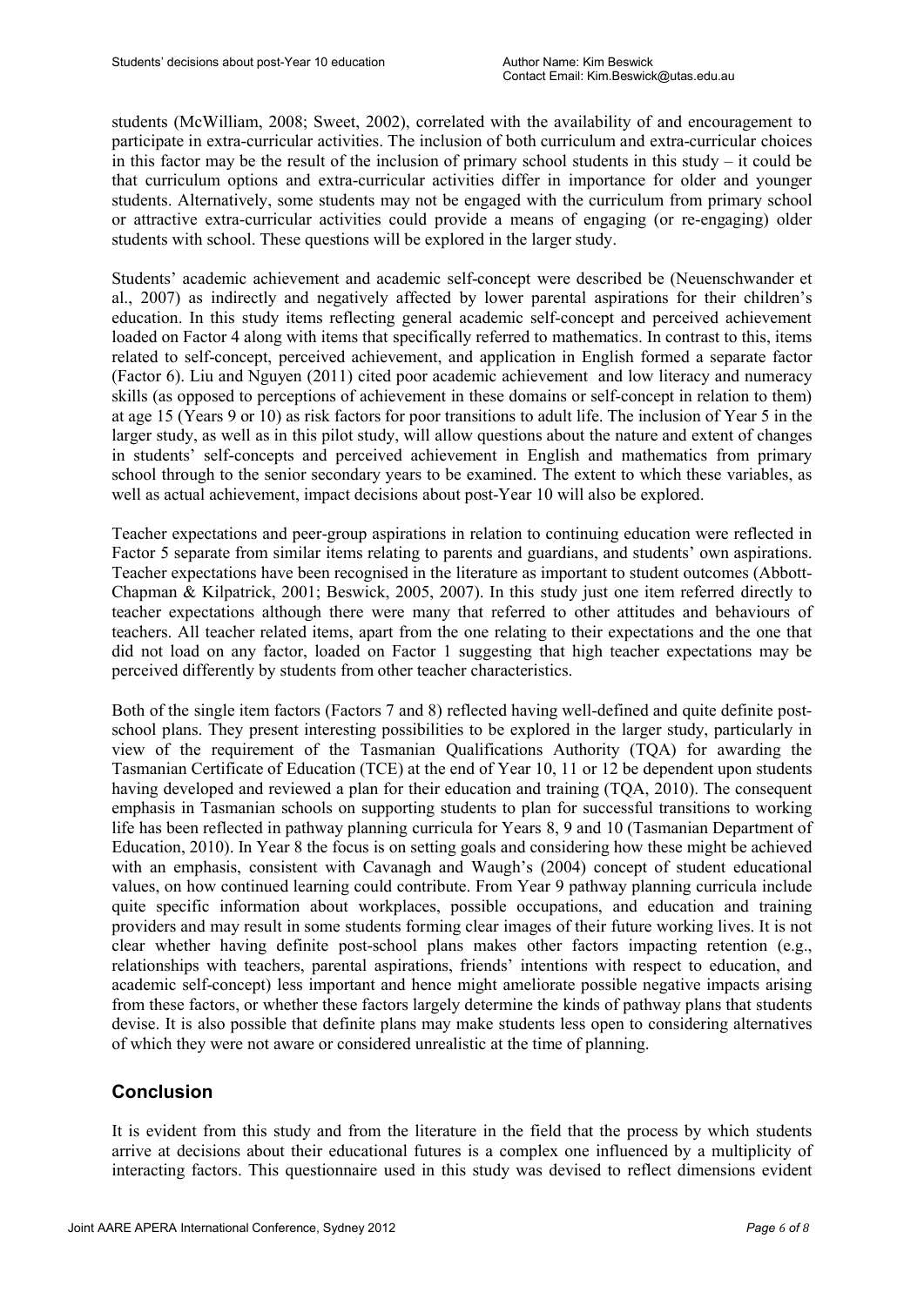students (McWilliam, 2008; Sweet, 2002), correlated with the availability of and encouragement to participate in extra-curricular activities. The inclusion of both curriculum and extra-curricular choices in this factor may be the result of the inclusion of primary school students in this study – it could be that curriculum options and extra-curricular activities differ in importance for older and younger students. Alternatively, some students may not be engaged with the curriculum from primary school or attractive extra-curricular activities could provide a means of engaging (or re-engaging) older students with school. These questions will be explored in the larger study.

Students' academic achievement and academic self-concept were described be (Neuenschwander et al., 2007) as indirectly and negatively affected by lower parental aspirations for their children's education. In this study items reflecting general academic self-concept and perceived achievement loaded on Factor 4 along with items that specifically referred to mathematics. In contrast to this, items related to self-concept, perceived achievement, and application in English formed a separate factor (Factor 6). Liu and Nguyen (2011) cited poor academic achievement and low literacy and numeracy skills (as opposed to perceptions of achievement in these domains or self-concept in relation to them) at age 15 (Years 9 or 10) as risk factors for poor transitions to adult life. The inclusion of Year 5 in the larger study, as well as in this pilot study, will allow questions about the nature and extent of changes in students' self-concepts and perceived achievement in English and mathematics from primary school through to the senior secondary years to be examined. The extent to which these variables, as well as actual achievement, impact decisions about post-Year 10 will also be explored.

Teacher expectations and peer-group aspirations in relation to continuing education were reflected in Factor 5 separate from similar items relating to parents and guardians, and students' own aspirations. Teacher expectations have been recognised in the literature as important to student outcomes (Abbott-Chapman & Kilpatrick, 2001; Beswick, 2005, 2007). In this study just one item referred directly to teacher expectations although there were many that referred to other attitudes and behaviours of teachers. All teacher related items, apart from the one relating to their expectations and the one that did not load on any factor, loaded on Factor 1 suggesting that high teacher expectations may be perceived differently by students from other teacher characteristics.

Both of the single item factors (Factors 7 and 8) reflected having well-defined and quite definite post-school plans. They present interesting possibilities to be explored in the larger study, particularly in view of the requirement of the Tasmanian Qualifications Authority (TQA) for awarding the Tasmanian Certificate of Education (TCE) at the end of Year 10, 11 or 12 be dependent upon students having developed and reviewed a plan for their education and training (TQA, 2010). The consequent emphasis in Tasmanian schools on supporting students to plan for successful transitions to working life has been reflected in pathway planning curricula for Years 8, 9 and 10 (Tasmanian Department of Education, 2010). In Year 8 the focus is on setting goals and considering how these might be achieved with an emphasis, consistent with Cavanagh and Waugh's (2004) concept of student educational values, on how continued learning could contribute. From Year 9 pathway planning curricula include quite specific information about workplaces, possible occupations, and education and training providers and may result in some students forming clear images of their future working lives. It is not clear whether having definite post-school plans makes other factors impacting retention (e.g., relationships with teachers, parental aspirations, friends' intentions with respect to education, and academic self-concept) less important and hence might ameliorate possible negative impacts arising from these factors, or whether these factors largely determine the kinds of pathway plans that students devise. It is also possible that definite plans may make students less open to considering alternatives of which they were not aware or considered unrealistic at the time of planning.

## Conclusion

It is evident from this study and from the literature in the field that the process by which students arrive at decisions about their educational futures is a complex one influenced by a multiplicity of interacting factors. This questionnaire used in this study was devised to reflect dimensions evident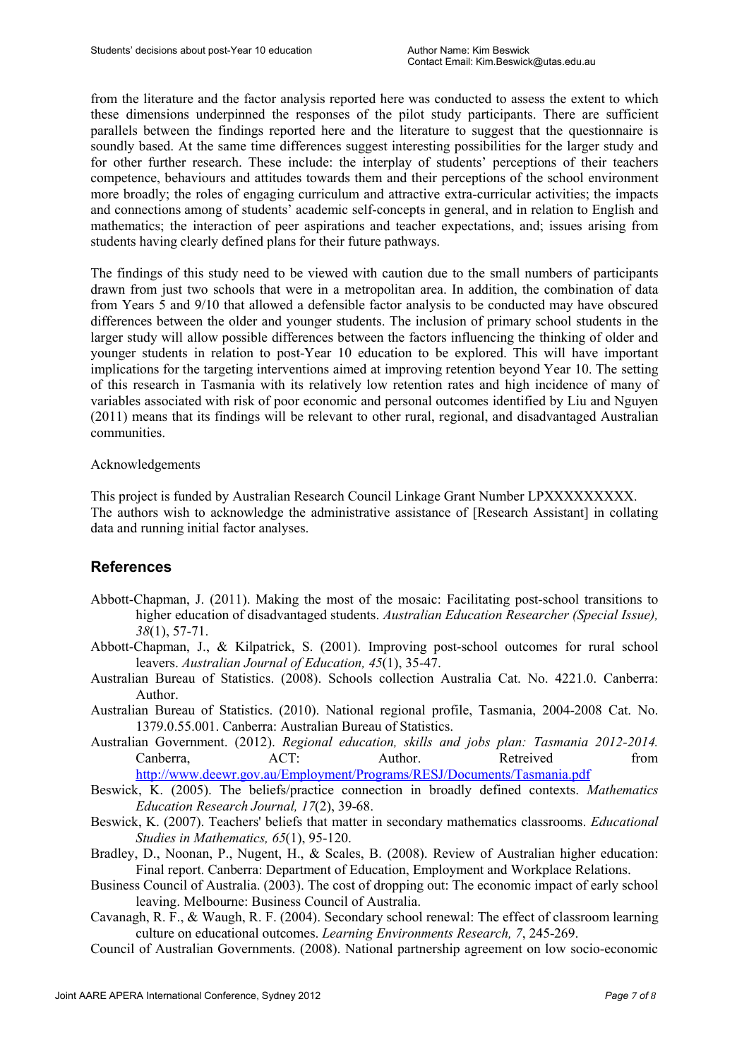from the literature and the factor analysis reported here was conducted to assess the extent to which these dimensions underpinned the responses of the pilot study participants. There are sufficient parallels between the findings reported here and the literature to suggest that the questionnaire is soundly based. At the same time differences suggest interesting possibilities for the larger study and for other further research. These include: the interplay of students' perceptions of their teachers competence, behaviours and attitudes towards them and their perceptions of the school environment more broadly; the roles of engaging curriculum and attractive extra-curricular activities; the impacts and connections among of students' academic self-concepts in general, and in relation to English and mathematics; the interaction of peer aspirations and teacher expectations, and; issues arising from students having clearly defined plans for their future pathways.

The findings of this study need to be viewed with caution due to the small numbers of participants drawn from just two schools that were in a metropolitan area. In addition, the combination of data from Years 5 and 9/10 that allowed a defensible factor analysis to be conducted may have obscured differences between the older and younger students. The inclusion of primary school students in the larger study will allow possible differences between the factors influencing the thinking of older and younger students in relation to post-Year 10 education to be explored. This will have important implications for the targeting interventions aimed at improving retention beyond Year 10. The setting of this research in Tasmania with its relatively low retention rates and high incidence of many of variables associated with risk of poor economic and personal outcomes identified by Liu and Nguyen (2011) means that its findings will be relevant to other rural, regional, and disadvantaged Australian communities.

Acknowledgements

This project is funded by Australian Research Council Linkage Grant Number LPXXXXXXXXX. The authors wish to acknowledge the administrative assistance of [Research Assistant] in collating data and running initial factor analyses.

## References

Abbott-Chapman, J. (2011). Making the most of the mosaic: Facilitating post-school transitions to higher education of disadvantaged students. *Australian Education Researcher (Special Issue), 38*(1), 57-71.

Abbott-Chapman, J., & Kilpatrick, S. (2001). Improving post-school outcomes for rural school leavers. *Australian Journal of Education, 45*(1), 35-47.

Australian Bureau of Statistics. (2008). Schools collection Australia Cat. No. 4221.0. Canberra: Author.

Australian Bureau of Statistics. (2010). National regional profile, Tasmania, 2004-2008 Cat. No. 1379.0.55.001. Canberra: Australian Bureau of Statistics.

Australian Government. (2012). *Regional education, skills and jobs plan: Tasmania 2012-2014.* Canberra, ACT: Author. Retreived from http://www.deewr.gov.au/Employment/Programs/RESJ/Documents/Tasmania.pdf

Beswick, K. (2005). The beliefs/practice connection in broadly defined contexts. *Mathematics Education Research Journal, 17*(2), 39-68.

Beswick, K. (2007). Teachers' beliefs that matter in secondary mathematics classrooms. *Educational Studies in Mathematics, 65*(1), 95-120.

Bradley, D., Noonan, P., Nugent, H., & Scales, B. (2008). Review of Australian higher education: Final report. Canberra: Department of Education, Employment and Workplace Relations.

Business Council of Australia. (2003). The cost of dropping out: The economic impact of early school leaving. Melbourne: Business Council of Australia.

Cavanagh, R. F., & Waugh, R. F. (2004). Secondary school renewal: The effect of classroom learning culture on educational outcomes. *Learning Environments Research, 7*, 245-269.

Council of Australian Governments. (2008). National partnership agreement on low socio-economic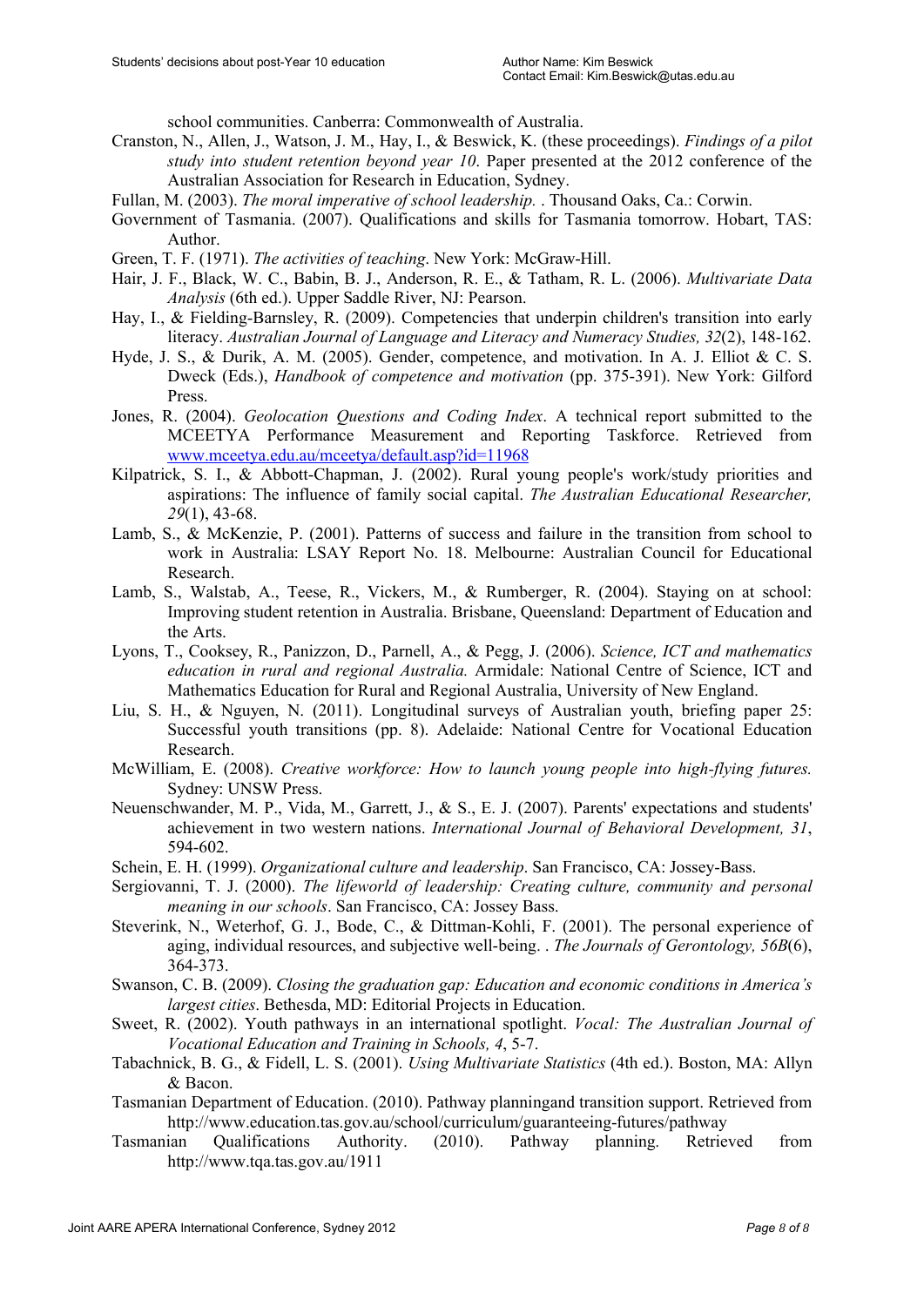school communities. Canberra: Commonwealth of Australia.

Cranston, N., Allen, J., Watson, J. M., Hay, I., & Beswick, K. (these proceedings). *Findings of a pilot study into student retention beyond year 10*. Paper presented at the 2012 conference of the Australian Association for Research in Education, Sydney.

Fullan, M. (2003). *The moral imperative of school leadership.* . Thousand Oaks, Ca.: Corwin.

Government of Tasmania. (2007). Qualifications and skills for Tasmania tomorrow. Hobart, TAS: Author.

Green, T. F. (1971). *The activities of teaching*. New York: McGraw-Hill.

Hair, J. F., Black, W. C., Babin, B. J., Anderson, R. E., & Tatham, R. L. (2006). *Multivariate Data Analysis* (6th ed.). Upper Saddle River, NJ: Pearson.

Hay, I., & Fielding-Barnsley, R. (2009). Competencies that underpin children's transition into early literacy. *Australian Journal of Language and Literacy and Numeracy Studies, 32*(2), 148-162.

Hyde, J. S., & Durik, A. M. (2005). Gender, competence, and motivation. In A. J. Elliot & C. S. Dweck (Eds.), *Handbook of competence and motivation* (pp. 375-391). New York: Gilford Press.

Jones, R. (2004). *Geolocation Questions and Coding Index*. A technical report submitted to the MCEETYA Performance Measurement and Reporting Taskforce. Retrieved from www.mceetya.edu.au/mceetya/default.asp?id=11968

Kilpatrick, S. I., & Abbott-Chapman, J. (2002). Rural young people's work/study priorities and aspirations: The influence of family social capital. *The Australian Educational Researcher, 29*(1), 43-68.

Lamb, S., & McKenzie, P. (2001). Patterns of success and failure in the transition from school to work in Australia: LSAY Report No. 18. Melbourne: Australian Council for Educational Research.

Lamb, S., Walstab, A., Teese, R., Vickers, M., & Rumberger, R. (2004). Staying on at school: Improving student retention in Australia. Brisbane, Queensland: Department of Education and the Arts.

Lyons, T., Cooksey, R., Panizzon, D., Parnell, A., & Pegg, J. (2006). *Science, ICT and mathematics education in rural and regional Australia.* Armidale: National Centre of Science, ICT and Mathematics Education for Rural and Regional Australia, University of New England.

Liu, S. H., & Nguyen, N. (2011). Longitudinal surveys of Australian youth, briefing paper 25: Successful youth transitions (pp. 8). Adelaide: National Centre for Vocational Education Research.

McWilliam, E. (2008). *Creative workforce: How to launch young people into high-flying futures.* Sydney: UNSW Press.

Neuenschwander, M. P., Vida, M., Garrett, J., & S., E. J. (2007). Parents' expectations and students' achievement in two western nations. *International Journal of Behavioral Development, 31*, 594-602.

Schein, E. H. (1999). *Organizational culture and leadership*. San Francisco, CA: Jossey-Bass.

Sergiovanni, T. J. (2000). *The lifeworld of leadership: Creating culture, community and personal meaning in our schools*. San Francisco, CA: Jossey Bass.

Steverink, N., Weterhof, G. J., Bode, C., & Dittman-Kohli, F. (2001). The personal experience of aging, individual resources, and subjective well-being. . *The Journals of Gerontology, 56B*(6), 364-373.

Swanson, C. B. (2009). *Closing the graduation gap: Education and economic conditions in America's largest cities*. Bethesda, MD: Editorial Projects in Education.

Sweet, R. (2002). Youth pathways in an international spotlight. *Vocal: The Australian Journal of Vocational Education and Training in Schools, 4*, 5-7.

Tabachnick, B. G., & Fidell, L. S. (2001). *Using Multivariate Statistics* (4th ed.). Boston, MA: Allyn & Bacon.

Tasmanian Department of Education. (2010). Pathway planningand transition support. Retrieved from http://www.education.tas.gov.au/school/curriculum/guaranteeing-futures/pathway

Tasmanian Qualifications Authority. (2010). Pathway planning. Retrieved from http://www.tqa.tas.gov.au/1911